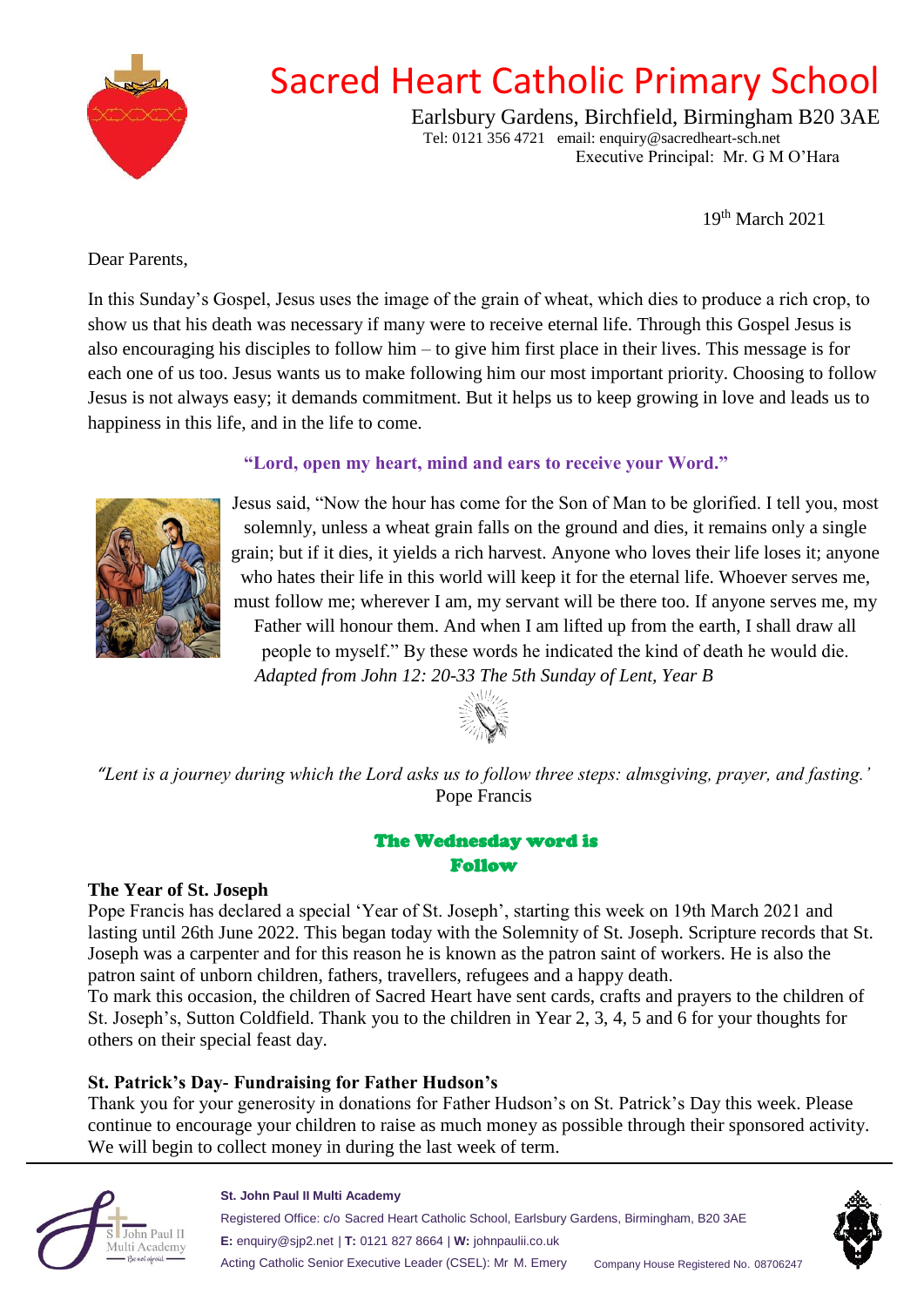# Sacred Heart Catholic Primary School

Earlsbury Gardens, Birchfield, Birmingham B20 3AE
Tel: 0121 356 4721 email: enquiry@sacredheart-sch.net
Executive Principal: Mr. G M O'Hara

19th March 2021

Dear Parents,

In this Sunday's Gospel, Jesus uses the image of the grain of wheat, which dies to produce a rich crop, to show us that his death was necessary if many were to receive eternal life. Through this Gospel Jesus is also encouraging his disciples to follow him – to give him first place in their lives. This message is for each one of us too. Jesus wants us to make following him our most important priority. Choosing to follow Jesus is not always easy; it demands commitment. But it helps us to keep growing in love and leads us to happiness in this life, and in the life to come.

**"Lord, open my heart, mind and ears to receive your Word."**

Jesus said, "Now the hour has come for the Son of Man to be glorified. I tell you, most solemnly, unless a wheat grain falls on the ground and dies, it remains only a single grain; but if it dies, it yields a rich harvest. Anyone who loves their life loses it; anyone who hates their life in this world will keep it for the eternal life. Whoever serves me, must follow me; wherever I am, my servant will be there too. If anyone serves me, my Father will honour them. And when I am lifted up from the earth, I shall draw all people to myself." By these words he indicated the kind of death he would die.

*Adapted from John 12: 20-33 The 5th Sunday of Lent, Year B*

*"Lent is a journey during which the Lord asks us to follow three steps: almsgiving, prayer, and fasting.'*
Pope Francis

**The Wednesday word is**
**Follow**

### The Year of St. Joseph

Pope Francis has declared a special 'Year of St. Joseph', starting this week on 19th March 2021 and lasting until 26th June 2022. This began today with the Solemnity of St. Joseph. Scripture records that St. Joseph was a carpenter and for this reason he is known as the patron saint of workers. He is also the patron saint of unborn children, fathers, travellers, refugees and a happy death.

To mark this occasion, the children of Sacred Heart have sent cards, crafts and prayers to the children of St. Joseph's, Sutton Coldfield. Thank you to the children in Year 2, 3, 4, 5 and 6 for your thoughts for others on their special feast day.

### St. Patrick's Day- Fundraising for Father Hudson's

Thank you for your generosity in donations for Father Hudson's on St. Patrick's Day this week. Please continue to encourage your children to raise as much money as possible through their sponsored activity. We will begin to collect money in during the last week of term.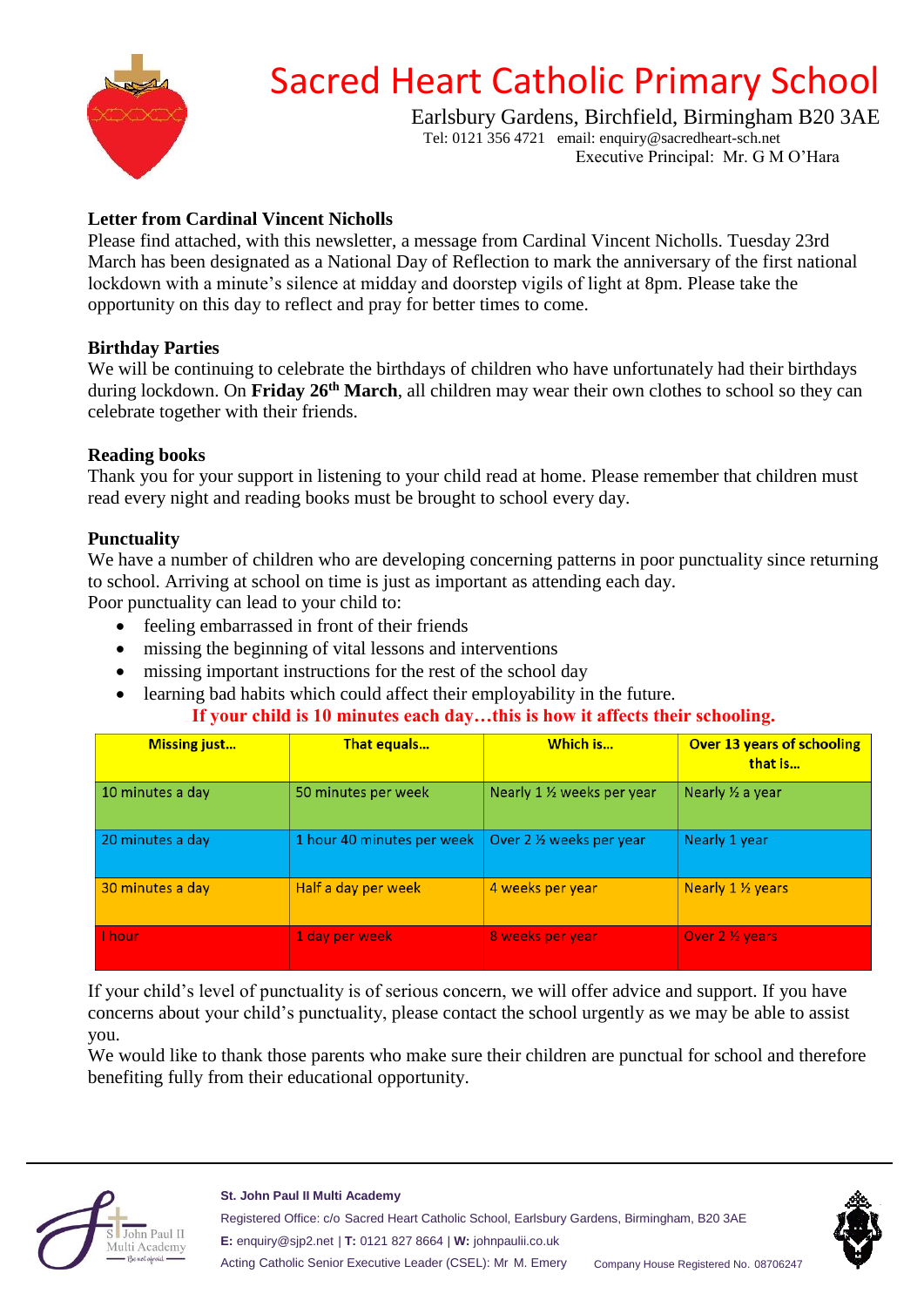# Sacred Heart Catholic Primary School

Earlsbury Gardens, Birchfield, Birmingham B20 3AE
Tel: 0121 356 4721 email: enquiry@sacredheart-sch.net
Executive Principal: Mr. G M O'Hara

**Letter from Cardinal Vincent Nicholls**

Please find attached, with this newsletter, a message from Cardinal Vincent Nicholls. Tuesday 23rd March has been designated as a National Day of Reflection to mark the anniversary of the first national lockdown with a minute's silence at midday and doorstep vigils of light at 8pm. Please take the opportunity on this day to reflect and pray for better times to come.

**Birthday Parties**

We will be continuing to celebrate the birthdays of children who have unfortunately had their birthdays during lockdown. On **Friday 26th March**, all children may wear their own clothes to school so they can celebrate together with their friends.

**Reading books**

Thank you for your support in listening to your child read at home. Please remember that children must read every night and reading books must be brought to school every day.

**Punctuality**

We have a number of children who are developing concerning patterns in poor punctuality since returning to school. Arriving at school on time is just as important as attending each day.
Poor punctuality can lead to your child to:

- feeling embarrassed in front of their friends
- missing the beginning of vital lessons and interventions
- missing important instructions for the rest of the school day
- learning bad habits which could affect their employability in the future.

**If your child is 10 minutes each day…this is how it affects their schooling.**

| Missing just… | That equals… | Which is… | Over 13 years of schooling that is… |
|---|---|---|---|
| 10 minutes a day | 50 minutes per week | Nearly 1 ½ weeks per year | Nearly ½ a year |
| 20 minutes a day | 1 hour 40 minutes per week | Over 2 ½ weeks per year | Nearly 1 year |
| 30 minutes a day | Half a day per week | 4 weeks per year | Nearly 1 ½ years |
| I hour | 1 day per week | 8 weeks per year | Over 2 ½ years |

If your child's level of punctuality is of serious concern, we will offer advice and support. If you have concerns about your child's punctuality, please contact the school urgently as we may be able to assist you.

We would like to thank those parents who make sure their children are punctual for school and therefore benefiting fully from their educational opportunity.

**St. John Paul II Multi Academy**
Registered Office: c/o Sacred Heart Catholic School, Earlsbury Gardens, Birmingham, B20 3AE
**E:** enquiry@sjp2.net | **T:** 0121 827 8664 | **W:** johnpaulii.co.uk
Acting Catholic Senior Executive Leader (CSEL): Mr M. Emery Company House Registered No. 08706247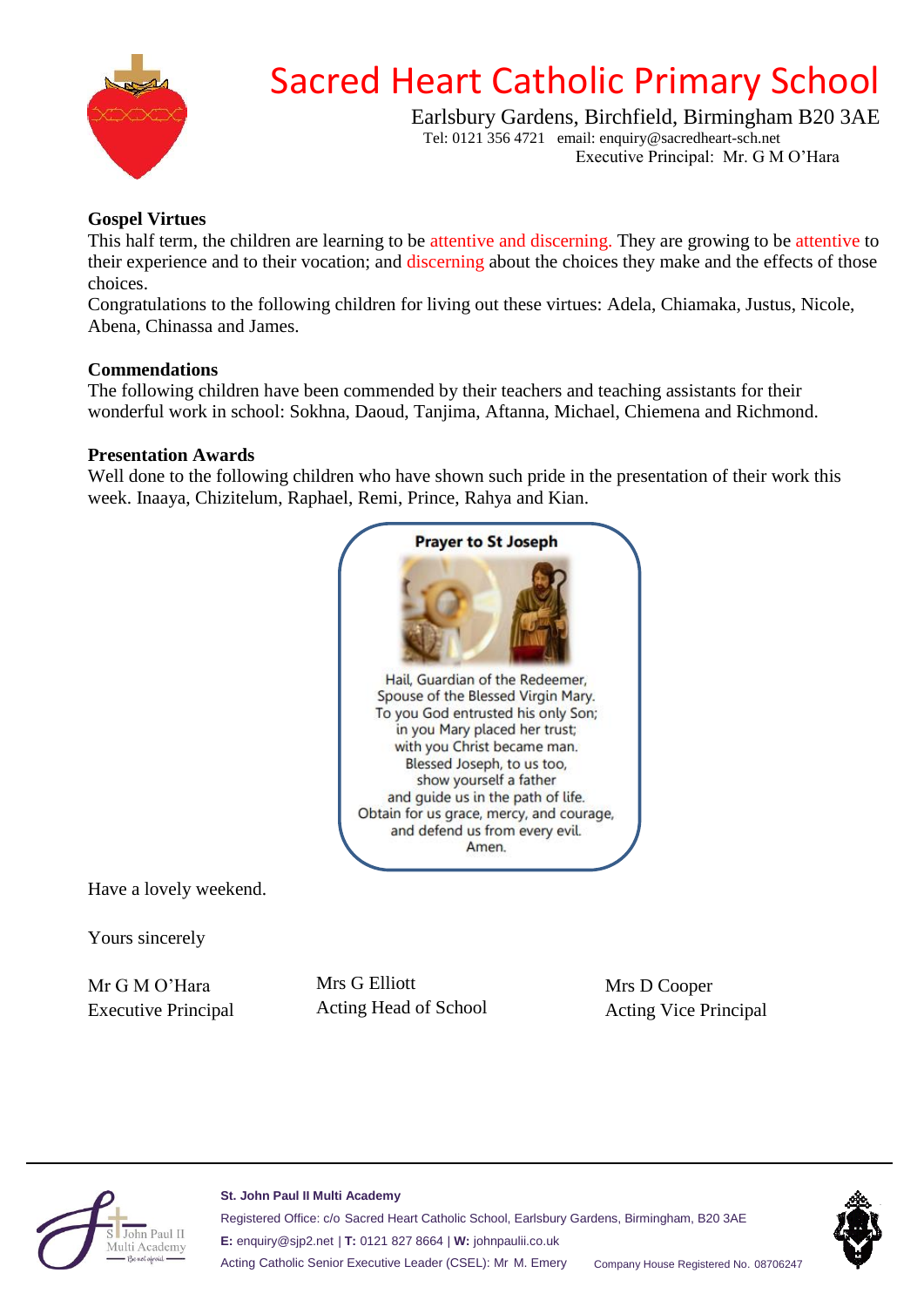# Sacred Heart Catholic Primary School

Earlsbury Gardens, Birchfield, Birmingham B20 3AE
Tel: 0121 356 4721 email: enquiry@sacredheart-sch.net
Executive Principal: Mr. G M O'Hara

**Gospel Virtues**

This half term, the children are learning to be attentive and discerning. They are growing to be attentive to their experience and to their vocation; and discerning about the choices they make and the effects of those choices.

Congratulations to the following children for living out these virtues: Adela, Chiamaka, Justus, Nicole, Abena, Chinassa and James.

**Commendations**

The following children have been commended by their teachers and teaching assistants for their wonderful work in school: Sokhna, Daoud, Tanjima, Aftanna, Michael, Chiemena and Richmond.

**Presentation Awards**

Well done to the following children who have shown such pride in the presentation of their work this week. Inaaya, Chizitelum, Raphael, Remi, Prince, Rahya and Kian.

**Prayer to St Joseph**

Hail, Guardian of the Redeemer,
Spouse of the Blessed Virgin Mary.
To you God entrusted his only Son;
in you Mary placed her trust;
with you Christ became man.
Blessed Joseph, to us too,
show yourself a father
and guide us in the path of life.
Obtain for us grace, mercy, and courage,
and defend us from every evil.
Amen.

Have a lovely weekend.

Yours sincerely

Mr G M O'Hara
Executive Principal

Mrs G Elliott
Acting Head of School

Mrs D Cooper
Acting Vice Principal

**St. John Paul II Multi Academy**
Registered Office: c/o Sacred Heart Catholic School, Earlsbury Gardens, Birmingham, B20 3AE
**E:** enquiry@sjp2.net | **T:** 0121 827 8664 | **W:** johnpaulii.co.uk
Acting Catholic Senior Executive Leader (CSEL): Mr M. Emery Company House Registered No. 08706247